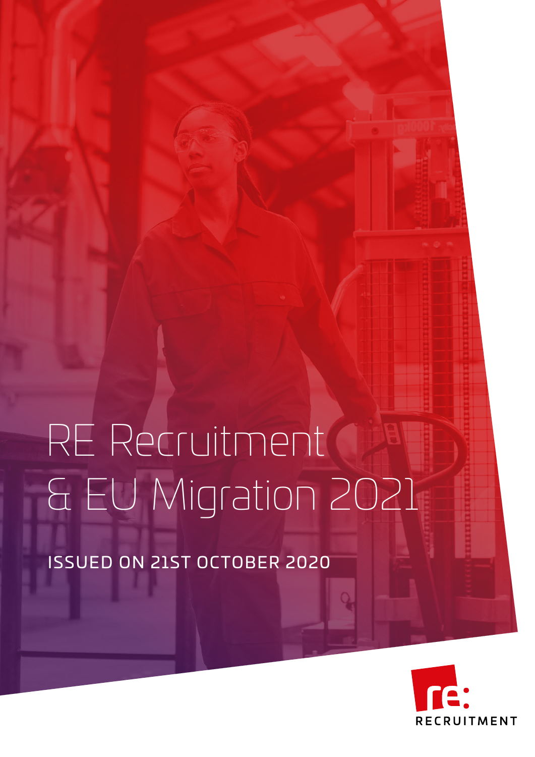# RE Recruitment & EU Migration 2021

ISSUED ON 21ST OCTOBER 2020

re: RECRUITMENT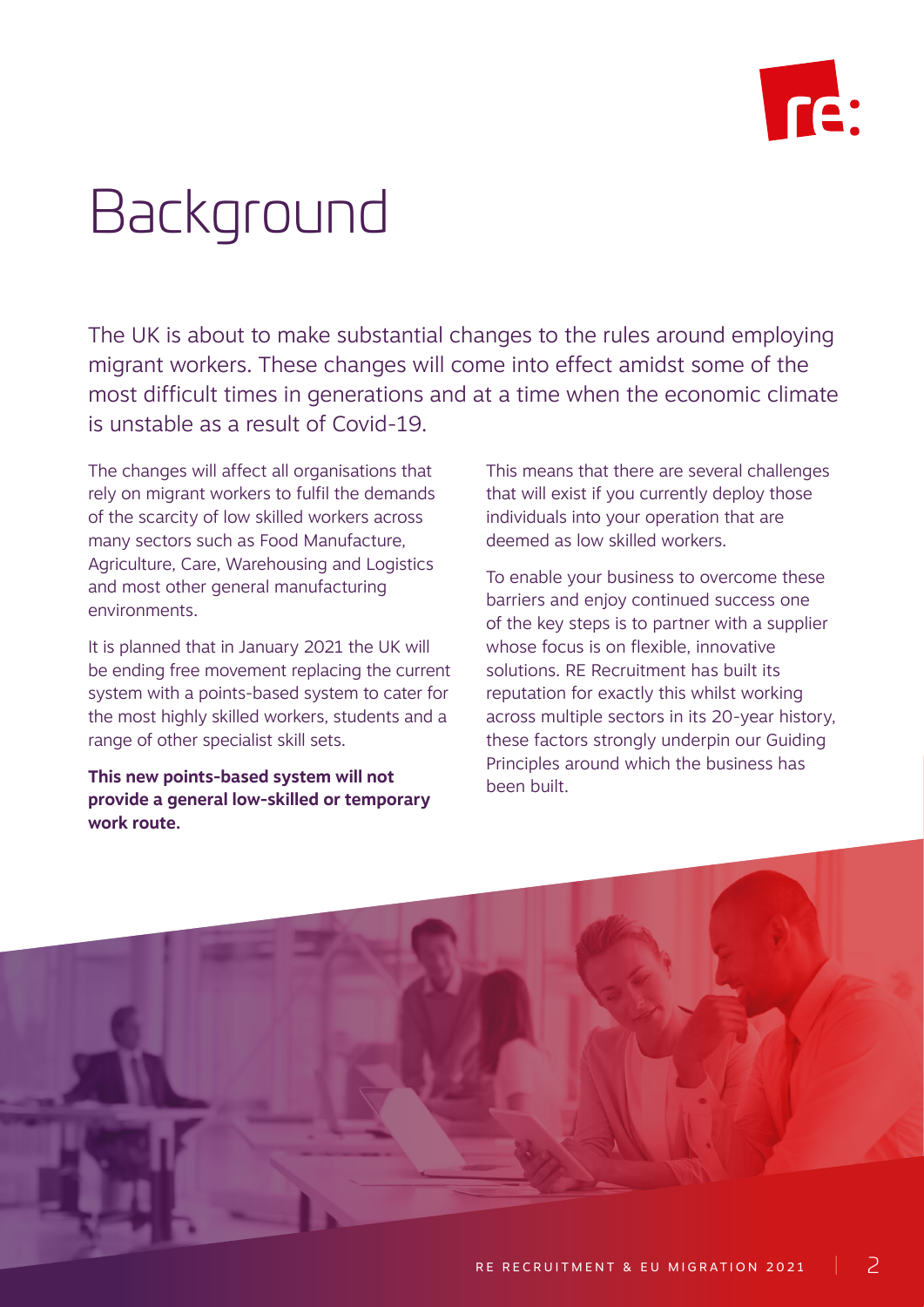# Background

The UK is about to make substantial changes to the rules around employing migrant workers. These changes will come into effect amidst some of the most difficult times in generations and at a time when the economic climate is unstable as a result of Covid-19.

The changes will affect all organisations that rely on migrant workers to fulfil the demands of the scarcity of low skilled workers across many sectors such as Food Manufacture, Agriculture, Care, Warehousing and Logistics and most other general manufacturing environments.

It is planned that in January 2021 the UK will be ending free movement replacing the current system with a points-based system to cater for the most highly skilled workers, students and a range of other specialist skill sets.

**This new points-based system will not provide a general low-skilled or temporary work route.**

This means that there are several challenges that will exist if you currently deploy those individuals into your operation that are deemed as low skilled workers.

To enable your business to overcome these barriers and enjoy continued success one of the key steps is to partner with a supplier whose focus is on flexible, innovative solutions. RE Recruitment has built its reputation for exactly this whilst working across multiple sectors in its 20-year history, these factors strongly underpin our Guiding Principles around which the business has been built.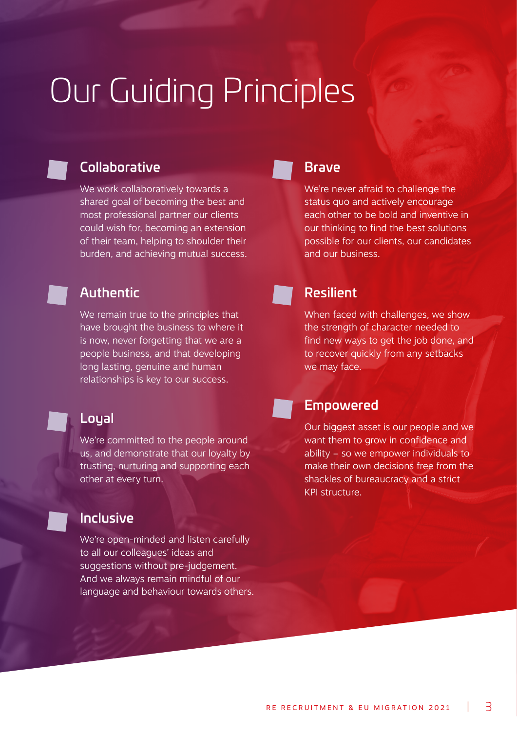# Our Guiding Principles

## Collaborative

We work collaboratively towards a shared goal of becoming the best and most professional partner our clients could wish for, becoming an extension of their team, helping to shoulder their burden, and achieving mutual success.

## Authentic

We remain true to the principles that have brought the business to where it is now, never forgetting that we are a people business, and that developing long lasting, genuine and human relationships is key to our success.

## Loyal

We're committed to the people around us, and demonstrate that our loyalty by trusting, nurturing and supporting each other at every turn.

## Inclusive

We're open-minded and listen carefully to all our colleagues' ideas and suggestions without pre-judgement. And we always remain mindful of our language and behaviour towards others.

## Brave

We're never afraid to challenge the status quo and actively encourage each other to be bold and inventive in our thinking to find the best solutions possible for our clients, our candidates and our business.

## Resilient

When faced with challenges, we show the strength of character needed to find new ways to get the job done, and to recover quickly from any setbacks we may face.

## Empowered

Our biggest asset is our people and we want them to grow in confidence and ability – so we empower individuals to make their own decisions free from the shackles of bureaucracy and a strict KPI structure.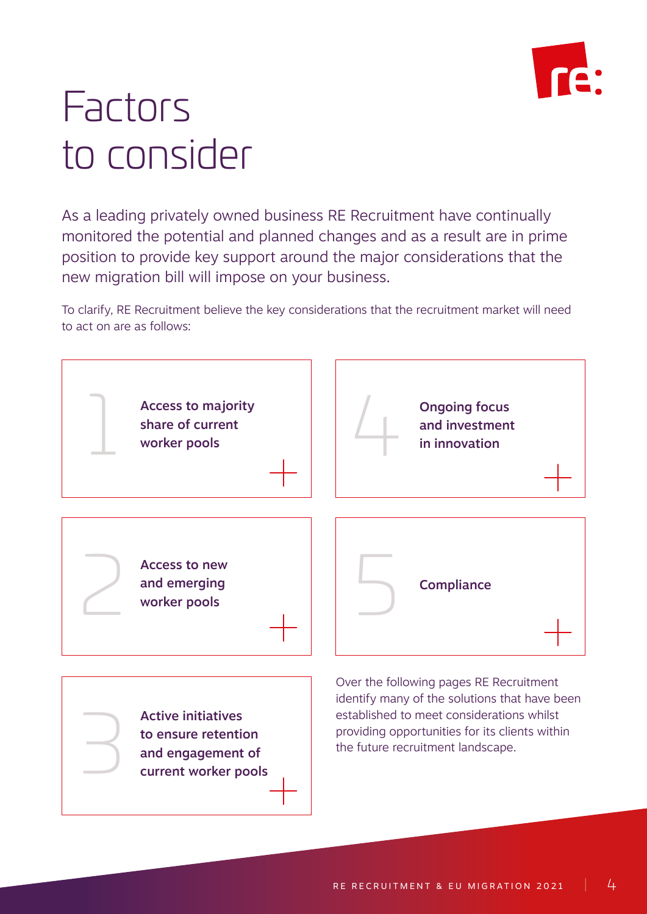# Factors to consider

As a leading privately owned business RE Recruitment have continually monitored the potential and planned changes and as a result are in prime position to provide key support around the major considerations that the new migration bill will impose on your business.

To clarify, RE Recruitment believe the key considerations that the recruitment market will need to act on are as follows:

1. **Access to majority share of current worker pools**
2. **Access to new and emerging worker pools**
3. **Active initiatives to ensure retention and engagement of current worker pools**
4. **Ongoing focus and investment in innovation**
5. **Compliance**

Over the following pages RE Recruitment identify many of the solutions that have been established to meet considerations whilst providing opportunities for its clients within the future recruitment landscape.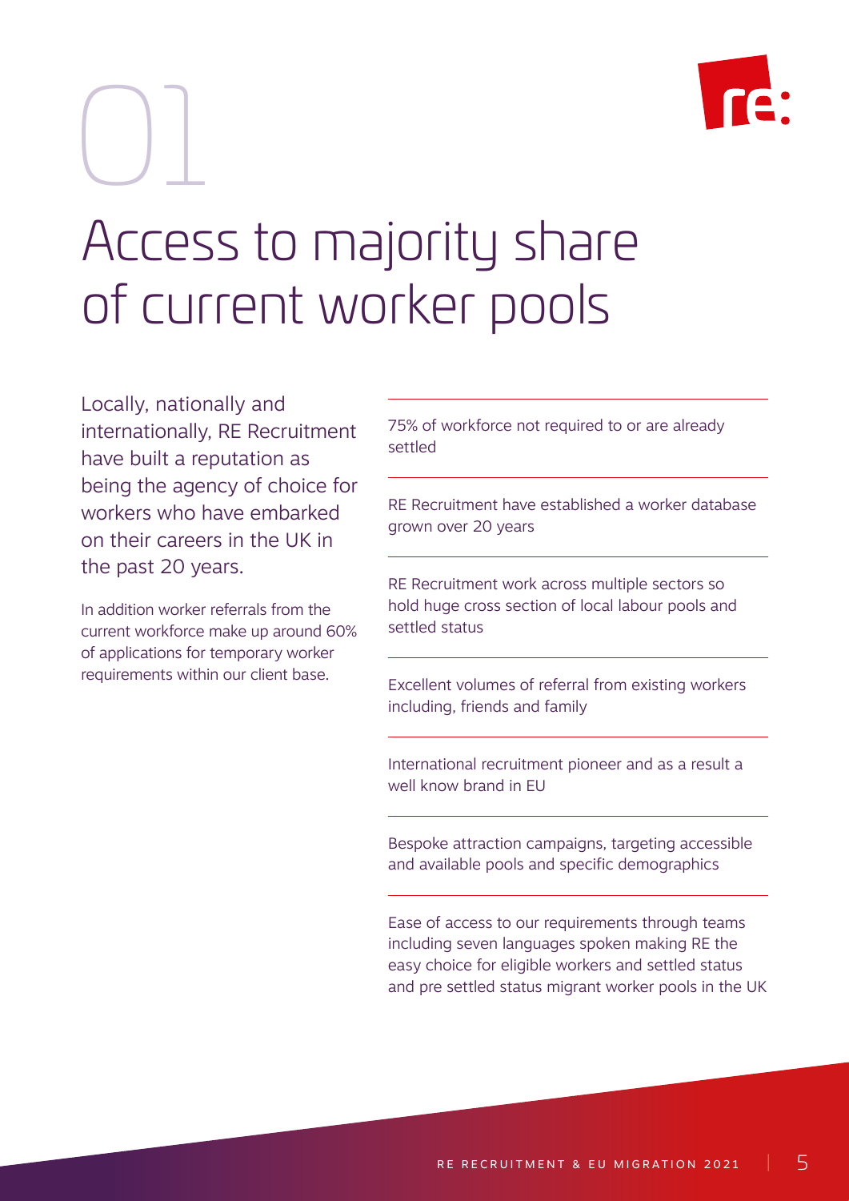# 01

# Access to majority share of current worker pools

Locally, nationally and internationally, RE Recruitment have built a reputation as being the agency of choice for workers who have embarked on their careers in the UK in the past 20 years.

In addition worker referrals from the current workforce make up around 60% of applications for temporary worker requirements within our client base.

75% of workforce not required to or are already settled

RE Recruitment have established a worker database grown over 20 years

RE Recruitment work across multiple sectors so hold huge cross section of local labour pools and settled status

Excellent volumes of referral from existing workers including, friends and family

International recruitment pioneer and as a result a well know brand in EU

Bespoke attraction campaigns, targeting accessible and available pools and specific demographics

Ease of access to our requirements through teams including seven languages spoken making RE the easy choice for eligible workers and settled status and pre settled status migrant worker pools in the UK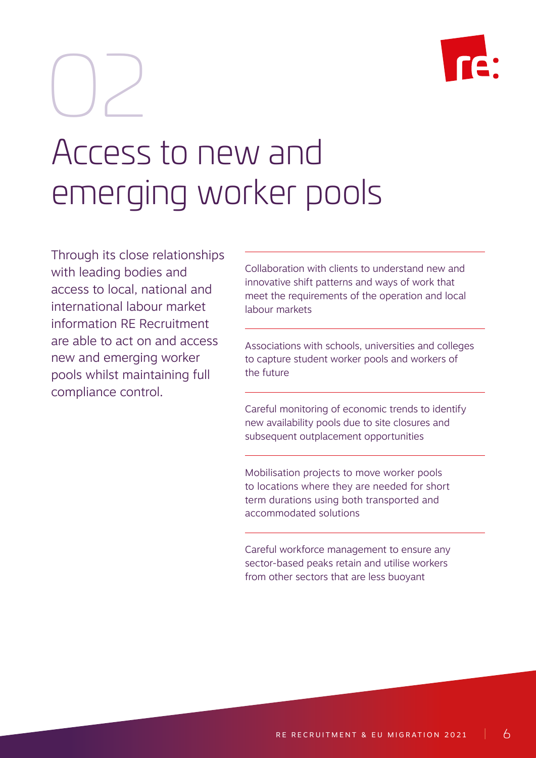# 02

# Access to new and emerging worker pools

Through its close relationships with leading bodies and access to local, national and international labour market information RE Recruitment are able to act on and access new and emerging worker pools whilst maintaining full compliance control.

- Collaboration with clients to understand new and innovative shift patterns and ways of work that meet the requirements of the operation and local labour markets
- Associations with schools, universities and colleges to capture student worker pools and workers of the future
- Careful monitoring of economic trends to identify new availability pools due to site closures and subsequent outplacement opportunities
- Mobilisation projects to move worker pools to locations where they are needed for short term durations using both transported and accommodated solutions
- Careful workforce management to ensure any sector-based peaks retain and utilise workers from other sectors that are less buoyant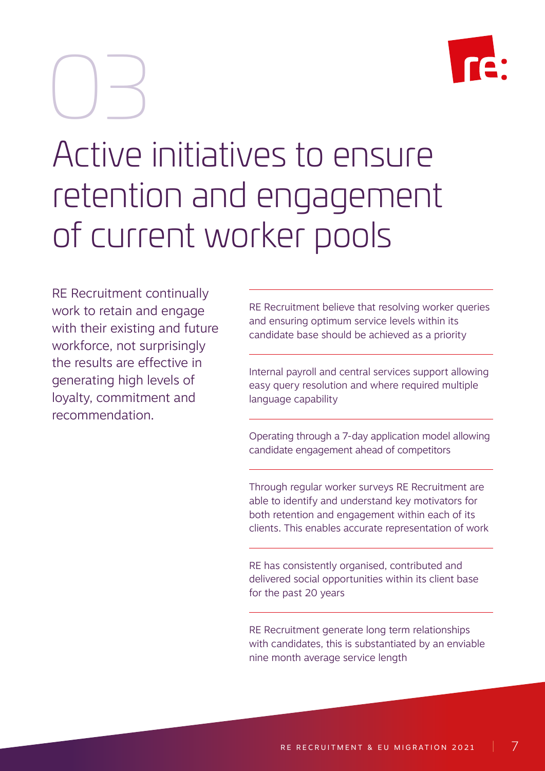03

# Active initiatives to ensure retention and engagement of current worker pools

RE Recruitment continually work to retain and engage with their existing and future workforce, not surprisingly the results are effective in generating high levels of loyalty, commitment and recommendation.

---

RE Recruitment believe that resolving worker queries and ensuring optimum service levels within its candidate base should be achieved as a priority

---

Internal payroll and central services support allowing easy query resolution and where required multiple language capability

---

Operating through a 7-day application model allowing candidate engagement ahead of competitors

---

Through regular worker surveys RE Recruitment are able to identify and understand key motivators for both retention and engagement within each of its clients. This enables accurate representation of work

---

RE has consistently organised, contributed and delivered social opportunities within its client base for the past 20 years

---

RE Recruitment generate long term relationships with candidates, this is substantiated by an enviable nine month average service length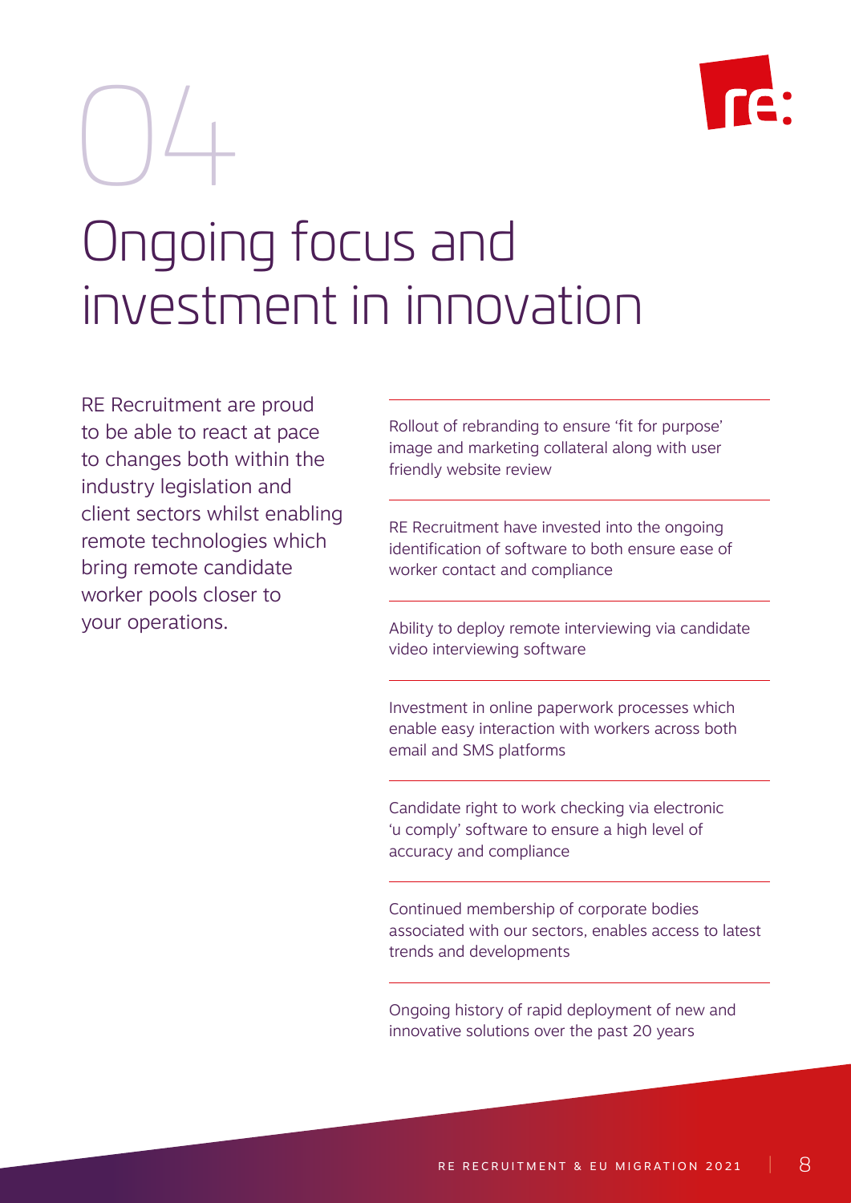# 04

# Ongoing focus and investment in innovation

RE Recruitment are proud to be able to react at pace to changes both within the industry legislation and client sectors whilst enabling remote technologies which bring remote candidate worker pools closer to your operations.

Rollout of rebranding to ensure 'fit for purpose' image and marketing collateral along with user friendly website review

RE Recruitment have invested into the ongoing identification of software to both ensure ease of worker contact and compliance

Ability to deploy remote interviewing via candidate video interviewing software

Investment in online paperwork processes which enable easy interaction with workers across both email and SMS platforms

Candidate right to work checking via electronic 'u comply' software to ensure a high level of accuracy and compliance

Continued membership of corporate bodies associated with our sectors, enables access to latest trends and developments

Ongoing history of rapid deployment of new and innovative solutions over the past 20 years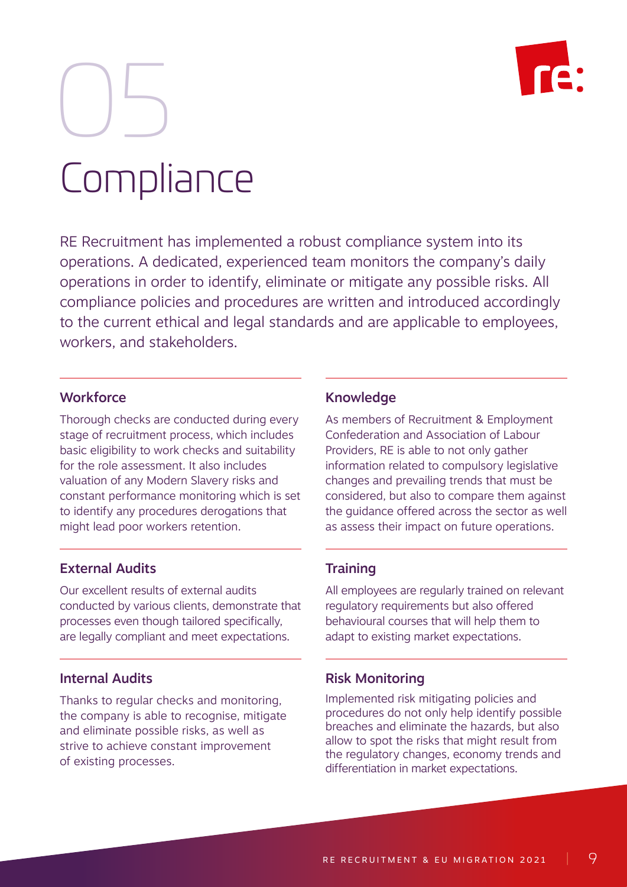05

# Compliance

RE Recruitment has implemented a robust compliance system into its operations. A dedicated, experienced team monitors the company's daily operations in order to identify, eliminate or mitigate any possible risks. All compliance policies and procedures are written and introduced accordingly to the current ethical and legal standards and are applicable to employees, workers, and stakeholders.

### Workforce

Thorough checks are conducted during every stage of recruitment process, which includes basic eligibility to work checks and suitability for the role assessment. It also includes valuation of any Modern Slavery risks and constant performance monitoring which is set to identify any procedures derogations that might lead poor workers retention.

### Knowledge

As members of Recruitment & Employment Confederation and Association of Labour Providers, RE is able to not only gather information related to compulsory legislative changes and prevailing trends that must be considered, but also to compare them against the guidance offered across the sector as well as assess their impact on future operations.

### External Audits

Our excellent results of external audits conducted by various clients, demonstrate that processes even though tailored specifically, are legally compliant and meet expectations.

### Training

All employees are regularly trained on relevant regulatory requirements but also offered behavioural courses that will help them to adapt to existing market expectations.

### Internal Audits

Thanks to regular checks and monitoring, the company is able to recognise, mitigate and eliminate possible risks, as well as strive to achieve constant improvement of existing processes.

### Risk Monitoring

Implemented risk mitigating policies and procedures do not only help identify possible breaches and eliminate the hazards, but also allow to spot the risks that might result from the regulatory changes, economy trends and differentiation in market expectations.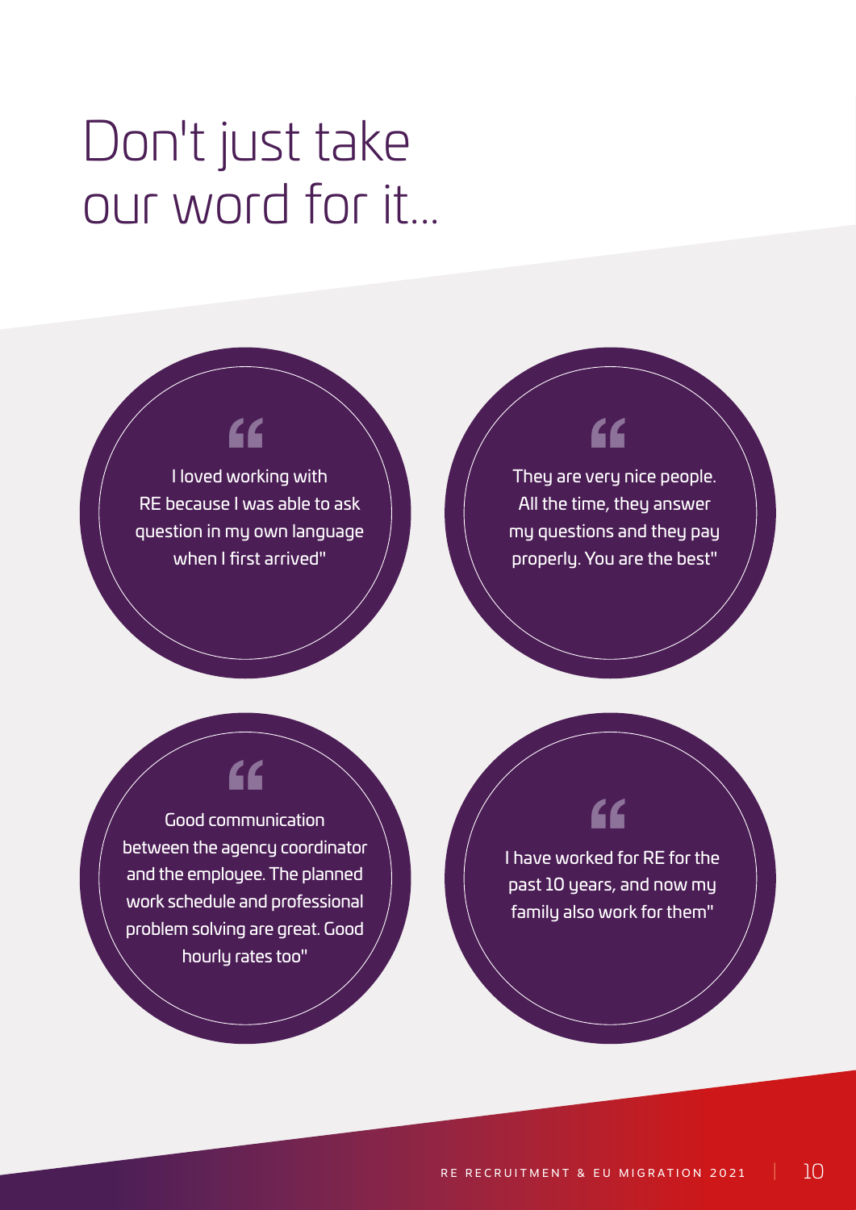# Don't just take our word for it...

> "I loved working with RE because I was able to ask question in my own language when I first arrived"

> "They are very nice people. All the time, they answer my questions and they pay properly. You are the best"

> "Good communication between the agency coordinator and the employee. The planned work schedule and professional problem solving are great. Good hourly rates too"

> "I have worked for RE for the past 10 years, and now my family also work for them"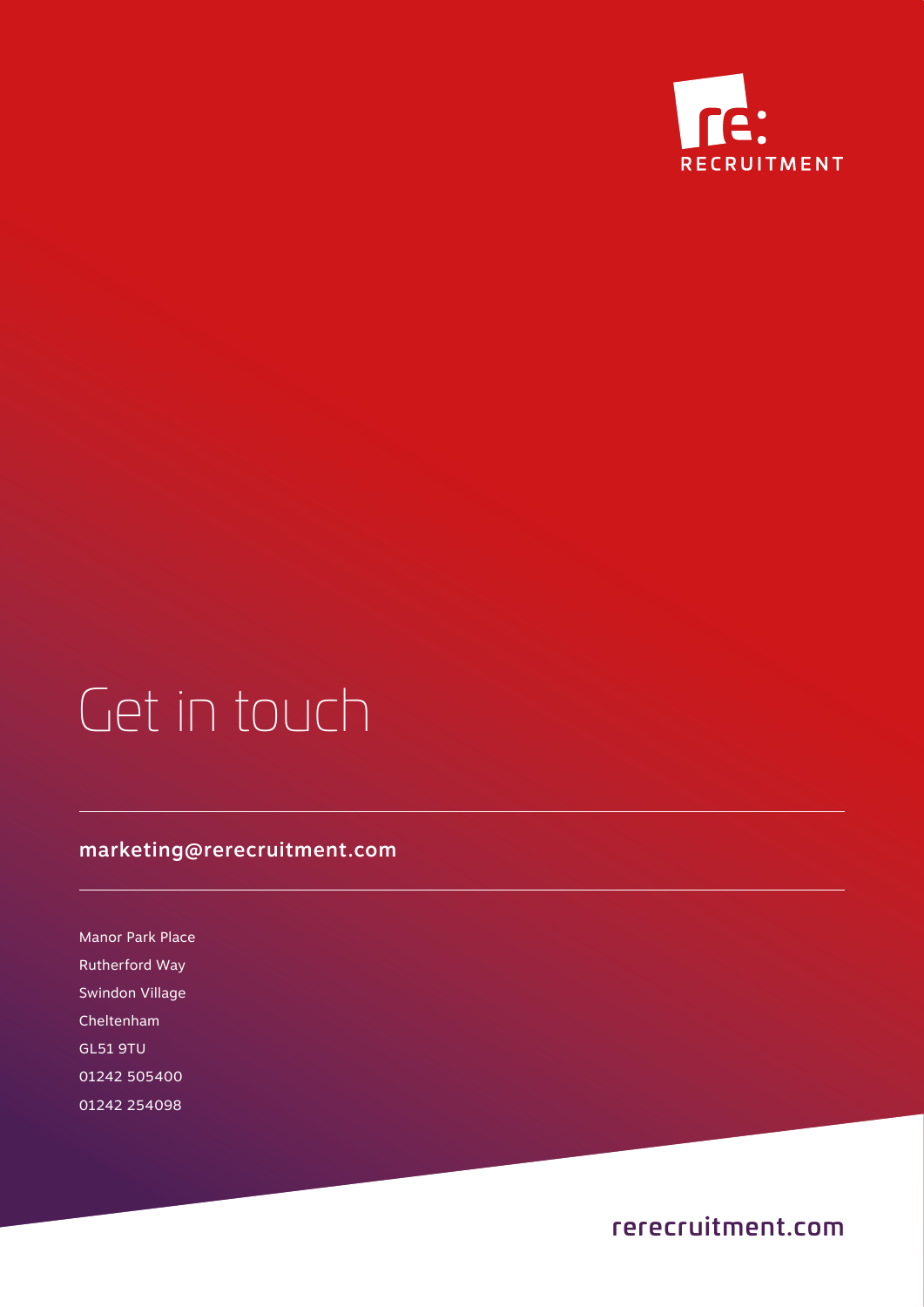RECRUITMENT

# Get in touch

**marketing@rerecruitment.com**

Manor Park Place
Rutherford Way
Swindon Village
Cheltenham
GL51 9TU
01242 505400
01242 254098

rerecruitment.com